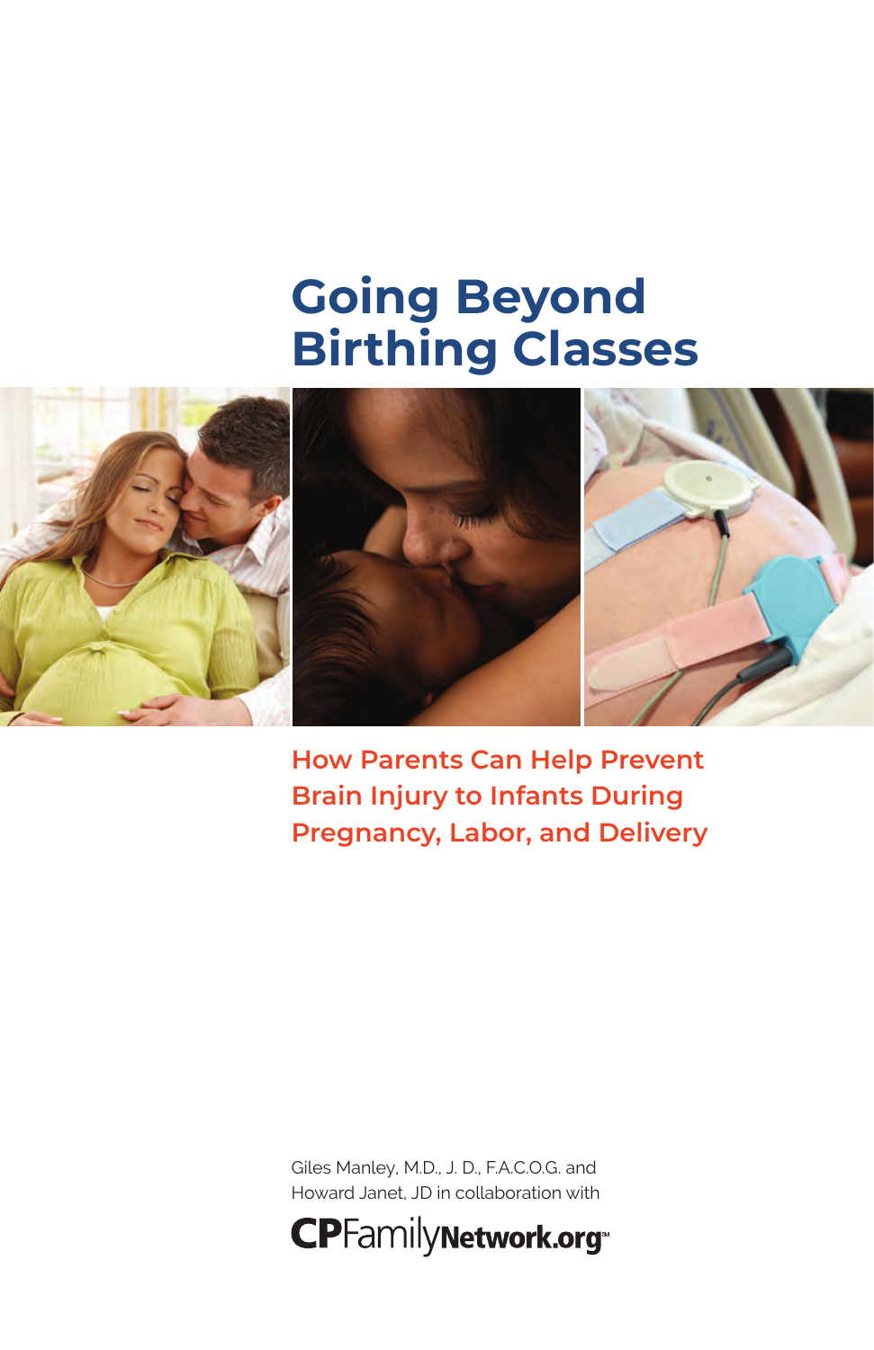# Going Beyond Birthing Classes

## How Parents Can Help Prevent Brain Injury to Infants During Pregnancy, Labor, and Delivery

Giles Manley, M.D., J. D., F.A.C.O.G. and
Howard Janet, JD in collaboration with

CPFamilyNetwork.org℠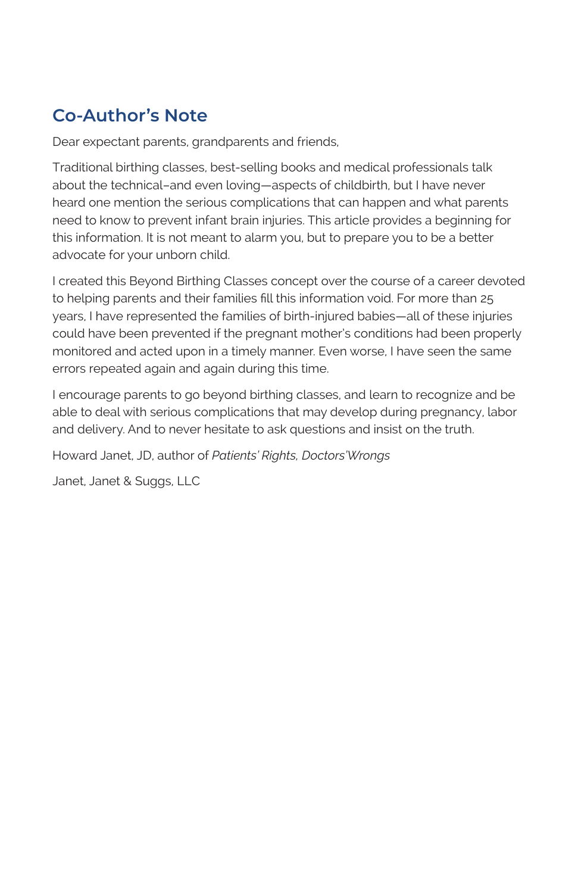## Co-Author's Note

Dear expectant parents, grandparents and friends,

Traditional birthing classes, best-selling books and medical professionals talk about the technical–and even loving—aspects of childbirth, but I have never heard one mention the serious complications that can happen and what parents need to know to prevent infant brain injuries. This article provides a beginning for this information. It is not meant to alarm you, but to prepare you to be a better advocate for your unborn child.

I created this Beyond Birthing Classes concept over the course of a career devoted to helping parents and their families fill this information void. For more than 25 years, I have represented the families of birth-injured babies—all of these injuries could have been prevented if the pregnant mother's conditions had been properly monitored and acted upon in a timely manner. Even worse, I have seen the same errors repeated again and again during this time.

I encourage parents to go beyond birthing classes, and learn to recognize and be able to deal with serious complications that may develop during pregnancy, labor and delivery. And to never hesitate to ask questions and insist on the truth.

Howard Janet, JD, author of *Patients' Rights, Doctors' Wrongs*

Janet, Janet & Suggs, LLC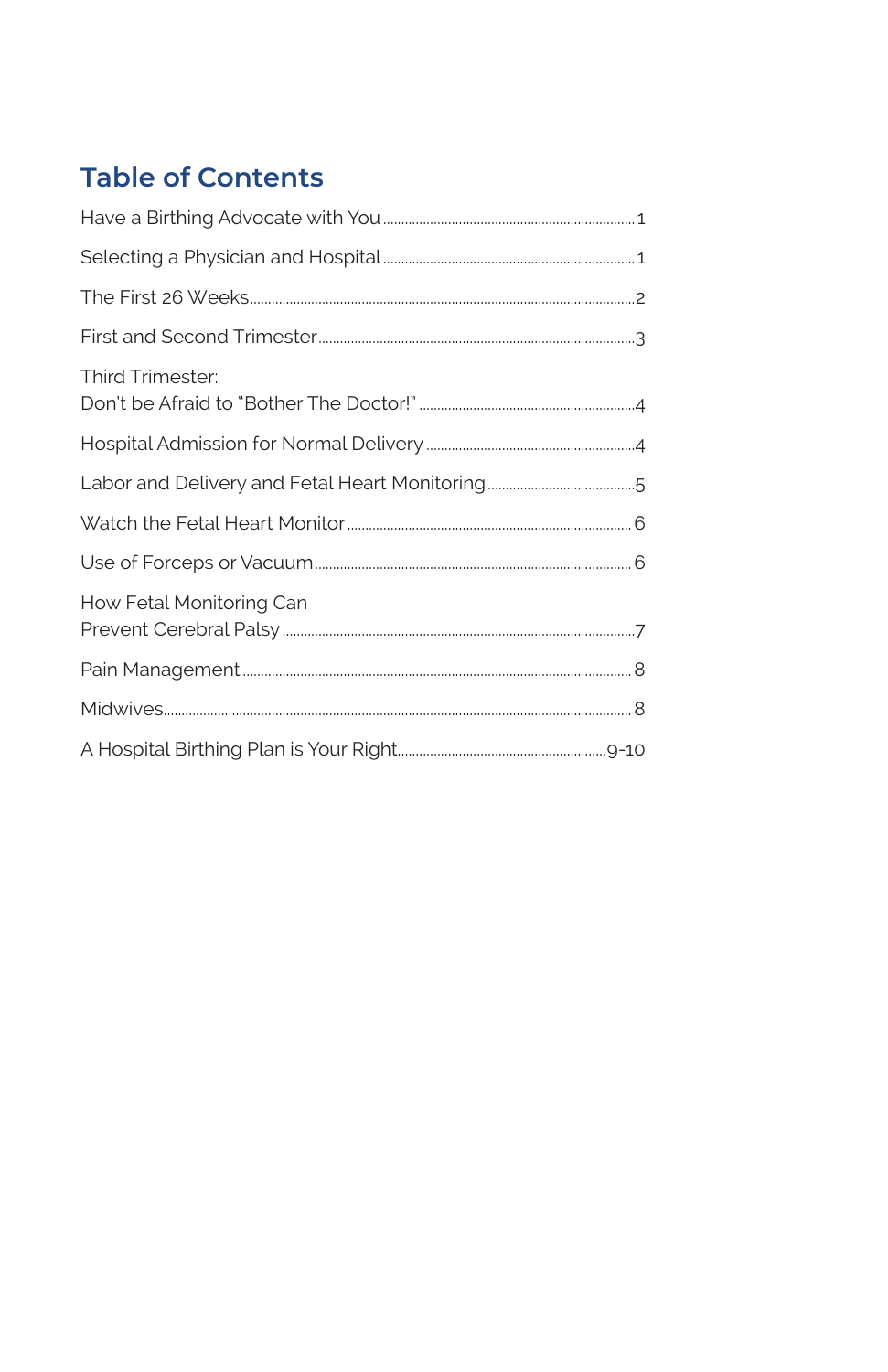## Table of Contents

| | |
|---|---|
| Have a Birthing Advocate with You | 1 |
| Selecting a Physician and Hospital | 1 |
| The First 26 Weeks | 2 |
| First and Second Trimester | 3 |
| Third Trimester: Don't be Afraid to "Bother The Doctor!" | 4 |
| Hospital Admission for Normal Delivery | 4 |
| Labor and Delivery and Fetal Heart Monitoring | 5 |
| Watch the Fetal Heart Monitor | 6 |
| Use of Forceps or Vacuum | 6 |
| How Fetal Monitoring Can Prevent Cerebral Palsy | 7 |
| Pain Management | 8 |
| Midwives | 8 |
| A Hospital Birthing Plan is Your Right | 9-10 |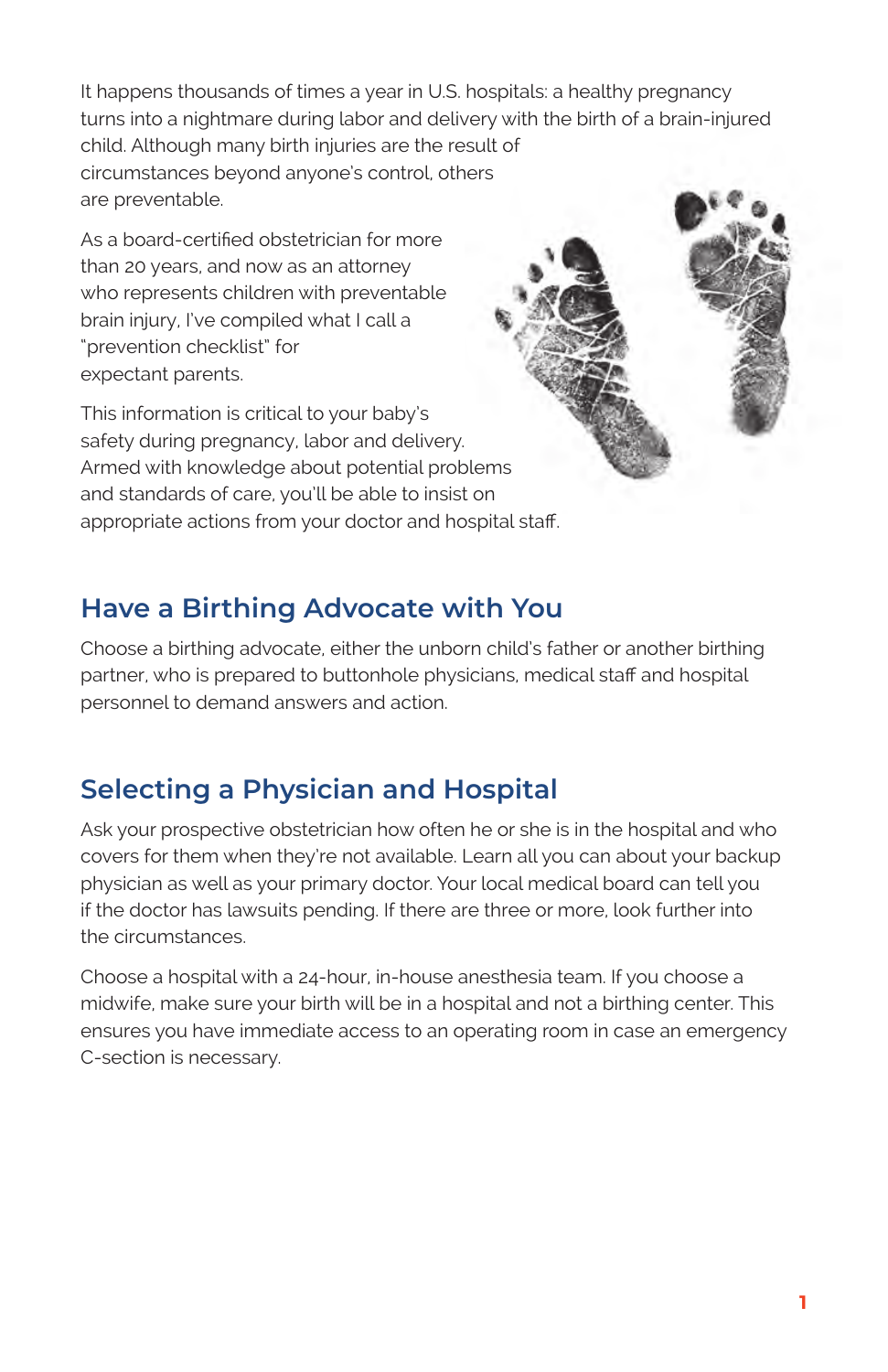It happens thousands of times a year in U.S. hospitals: a healthy pregnancy turns into a nightmare during labor and delivery with the birth of a brain-injured child. Although many birth injuries are the result of circumstances beyond anyone's control, others are preventable.

As a board-certified obstetrician for more than 20 years, and now as an attorney who represents children with preventable brain injury, I've compiled what I call a "prevention checklist" for expectant parents.

This information is critical to your baby's safety during pregnancy, labor and delivery. Armed with knowledge about potential problems and standards of care, you'll be able to insist on appropriate actions from your doctor and hospital staff.

## Have a Birthing Advocate with You

Choose a birthing advocate, either the unborn child's father or another birthing partner, who is prepared to buttonhole physicians, medical staff and hospital personnel to demand answers and action.

## Selecting a Physician and Hospital

Ask your prospective obstetrician how often he or she is in the hospital and who covers for them when they're not available. Learn all you can about your backup physician as well as your primary doctor. Your local medical board can tell you if the doctor has lawsuits pending. If there are three or more, look further into the circumstances.

Choose a hospital with a 24-hour, in-house anesthesia team. If you choose a midwife, make sure your birth will be in a hospital and not a birthing center. This ensures you have immediate access to an operating room in case an emergency C-section is necessary.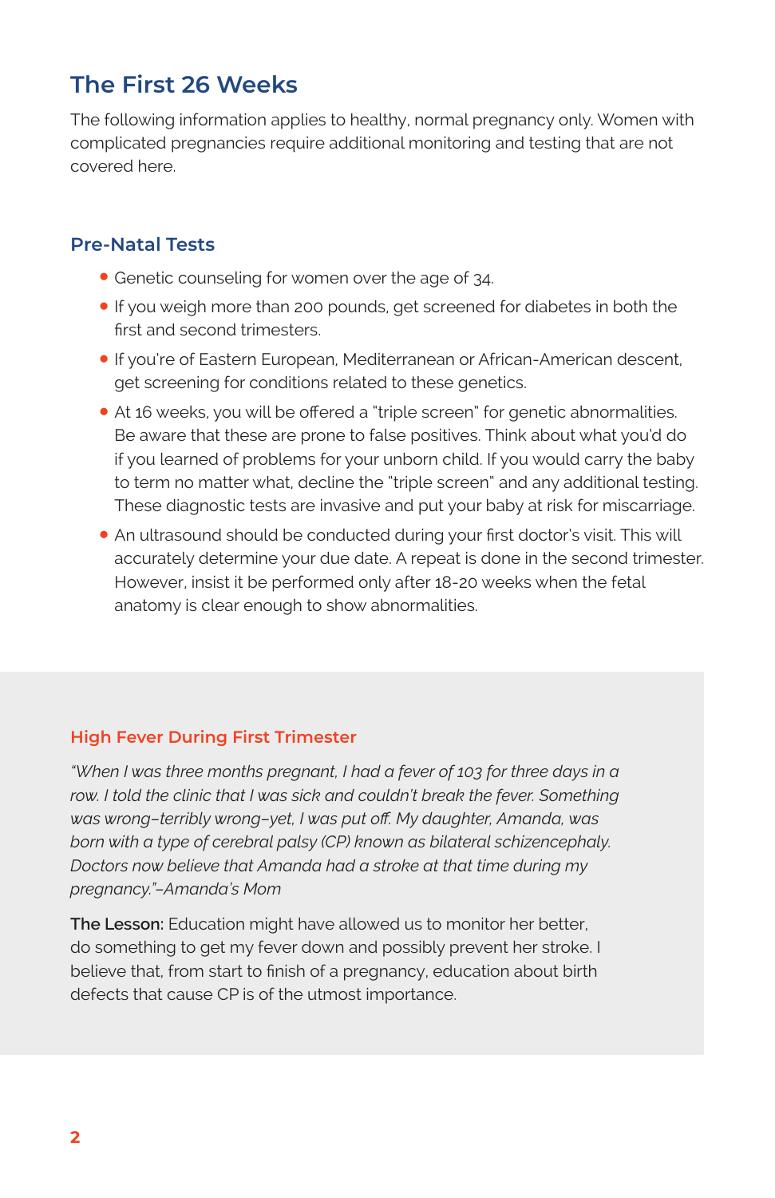## The First 26 Weeks

The following information applies to healthy, normal pregnancy only. Women with complicated pregnancies require additional monitoring and testing that are not covered here.

### Pre-Natal Tests

- Genetic counseling for women over the age of 34.
- If you weigh more than 200 pounds, get screened for diabetes in both the first and second trimesters.
- If you're of Eastern European, Mediterranean or African-American descent, get screening for conditions related to these genetics.
- At 16 weeks, you will be offered a "triple screen" for genetic abnormalities. Be aware that these are prone to false positives. Think about what you'd do if you learned of problems for your unborn child. If you would carry the baby to term no matter what, decline the "triple screen" and any additional testing. These diagnostic tests are invasive and put your baby at risk for miscarriage.
- An ultrasound should be conducted during your first doctor's visit. This will accurately determine your due date. A repeat is done in the second trimester. However, insist it be performed only after 18-20 weeks when the fetal anatomy is clear enough to show abnormalities.

### High Fever During First Trimester

*"When I was three months pregnant, I had a fever of 103 for three days in a row. I told the clinic that I was sick and couldn't break the fever. Something was wrong–terribly wrong–yet, I was put off. My daughter, Amanda, was born with a type of cerebral palsy (CP) known as bilateral schizencephaly. Doctors now believe that Amanda had a stroke at that time during my pregnancy."–Amanda's Mom*

**The Lesson:** Education might have allowed us to monitor her better, do something to get my fever down and possibly prevent her stroke. I believe that, from start to finish of a pregnancy, education about birth defects that cause CP is of the utmost importance.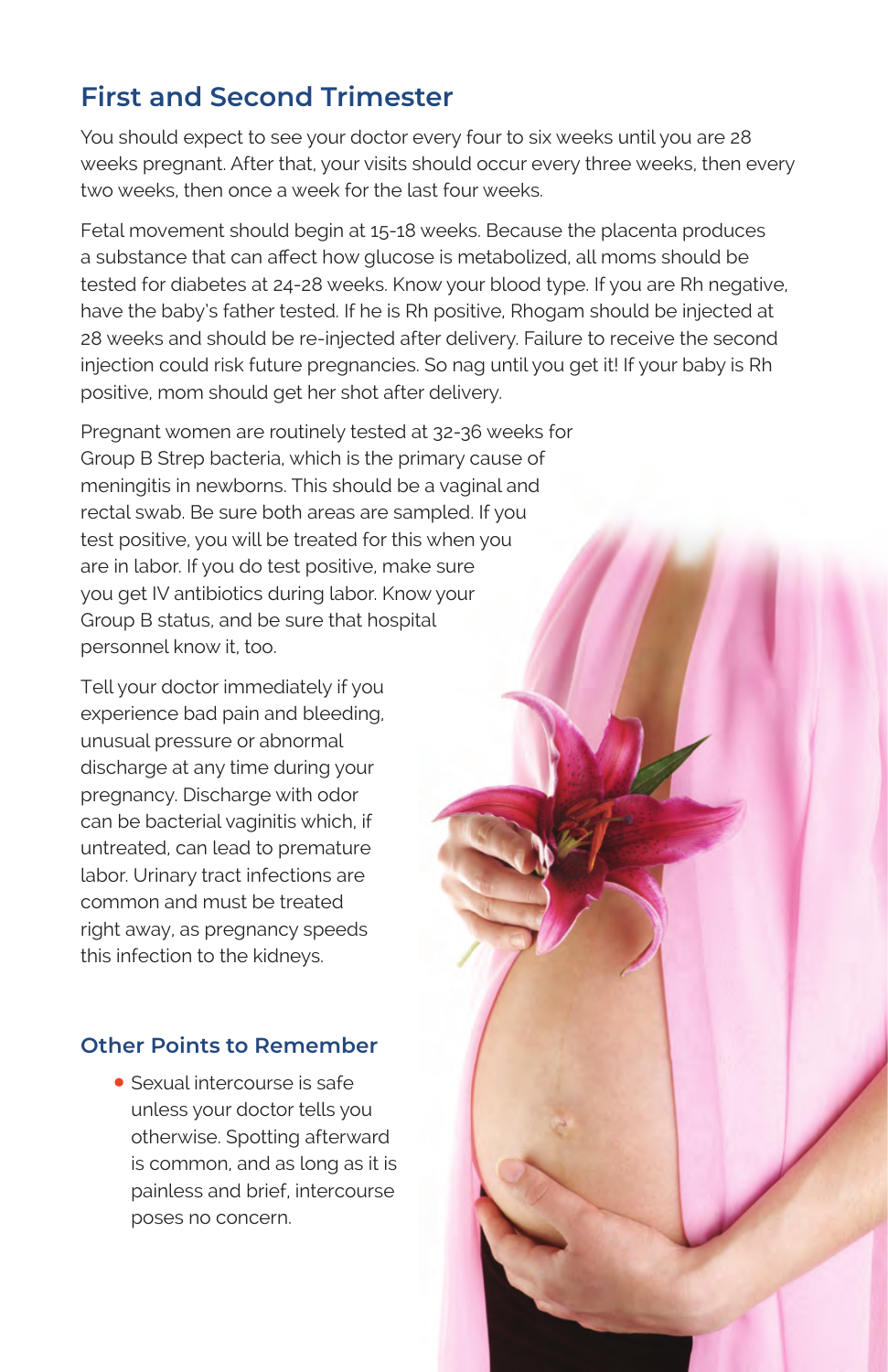## First and Second Trimester

You should expect to see your doctor every four to six weeks until you are 28 weeks pregnant. After that, your visits should occur every three weeks, then every two weeks, then once a week for the last four weeks.

Fetal movement should begin at 15-18 weeks. Because the placenta produces a substance that can affect how glucose is metabolized, all moms should be tested for diabetes at 24-28 weeks. Know your blood type. If you are Rh negative, have the baby's father tested. If he is Rh positive, Rhogam should be injected at 28 weeks and should be re-injected after delivery. Failure to receive the second injection could risk future pregnancies. So nag until you get it! If your baby is Rh positive, mom should get her shot after delivery.

Pregnant women are routinely tested at 32-36 weeks for Group B Strep bacteria, which is the primary cause of meningitis in newborns. This should be a vaginal and rectal swab. Be sure both areas are sampled. If you test positive, you will be treated for this when you are in labor. If you do test positive, make sure you get IV antibiotics during labor. Know your Group B status, and be sure that hospital personnel know it, too.

Tell your doctor immediately if you experience bad pain and bleeding, unusual pressure or abnormal discharge at any time during your pregnancy. Discharge with odor can be bacterial vaginitis which, if untreated, can lead to premature labor. Urinary tract infections are common and must be treated right away, as pregnancy speeds this infection to the kidneys.

### Other Points to Remember

- Sexual intercourse is safe unless your doctor tells you otherwise. Spotting afterward is common, and as long as it is painless and brief, intercourse poses no concern.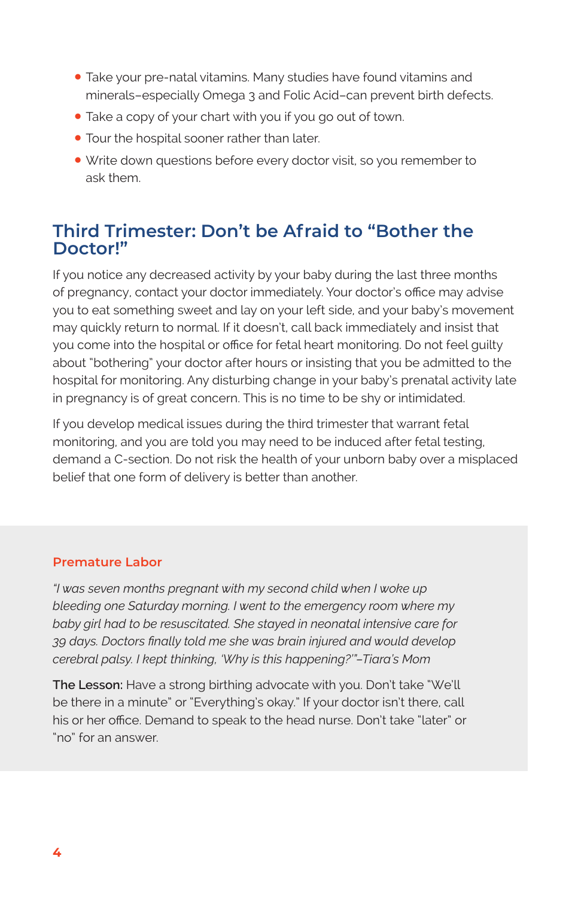- Take your pre-natal vitamins. Many studies have found vitamins and minerals–especially Omega 3 and Folic Acid–can prevent birth defects.
- Take a copy of your chart with you if you go out of town.
- Tour the hospital sooner rather than later.
- Write down questions before every doctor visit, so you remember to ask them.

## Third Trimester: Don't be Afraid to "Bother the Doctor!"

If you notice any decreased activity by your baby during the last three months of pregnancy, contact your doctor immediately. Your doctor's office may advise you to eat something sweet and lay on your left side, and your baby's movement may quickly return to normal. If it doesn't, call back immediately and insist that you come into the hospital or office for fetal heart monitoring. Do not feel guilty about "bothering" your doctor after hours or insisting that you be admitted to the hospital for monitoring. Any disturbing change in your baby's prenatal activity late in pregnancy is of great concern. This is no time to be shy or intimidated.

If you develop medical issues during the third trimester that warrant fetal monitoring, and you are told you may need to be induced after fetal testing, demand a C-section. Do not risk the health of your unborn baby over a misplaced belief that one form of delivery is better than another.

### Premature Labor

*"I was seven months pregnant with my second child when I woke up bleeding one Saturday morning. I went to the emergency room where my baby girl had to be resuscitated. She stayed in neonatal intensive care for 39 days. Doctors finally told me she was brain injured and would develop cerebral palsy. I kept thinking, 'Why is this happening?'"–Tiara's Mom*

**The Lesson:** Have a strong birthing advocate with you. Don't take "We'll be there in a minute" or "Everything's okay." If your doctor isn't there, call his or her office. Demand to speak to the head nurse. Don't take "later" or "no" for an answer.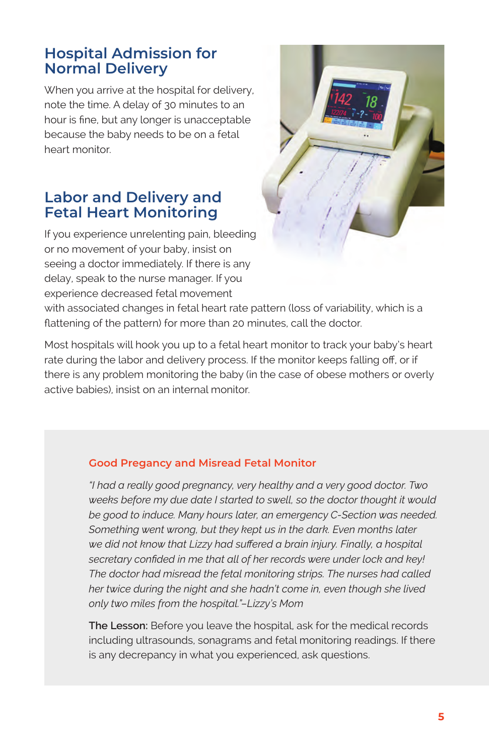## Hospital Admission for Normal Delivery

When you arrive at the hospital for delivery, note the time. A delay of 30 minutes to an hour is fine, but any longer is unacceptable because the baby needs to be on a fetal heart monitor.

## Labor and Delivery and Fetal Heart Monitoring

If you experience unrelenting pain, bleeding or no movement of your baby, insist on seeing a doctor immediately. If there is any delay, speak to the nurse manager. If you experience decreased fetal movement with associated changes in fetal heart rate pattern (loss of variability, which is a flattening of the pattern) for more than 20 minutes, call the doctor.

Most hospitals will hook you up to a fetal heart monitor to track your baby's heart rate during the labor and delivery process. If the monitor keeps falling off, or if there is any problem monitoring the baby (in the case of obese mothers or overly active babies), insist on an internal monitor.

### Good Pregancy and Misread Fetal Monitor

*"I had a really good pregnancy, very healthy and a very good doctor. Two weeks before my due date I started to swell, so the doctor thought it would be good to induce. Many hours later, an emergency C-Section was needed. Something went wrong, but they kept us in the dark. Even months later we did not know that Lizzy had suffered a brain injury. Finally, a hospital secretary confided in me that all of her records were under lock and key! The doctor had misread the fetal monitoring strips. The nurses had called her twice during the night and she hadn't come in, even though she lived only two miles from the hospital."–Lizzy's Mom*

**The Lesson:** Before you leave the hospital, ask for the medical records including ultrasounds, sonagrams and fetal monitoring readings. If there is any decrepancy in what you experienced, ask questions.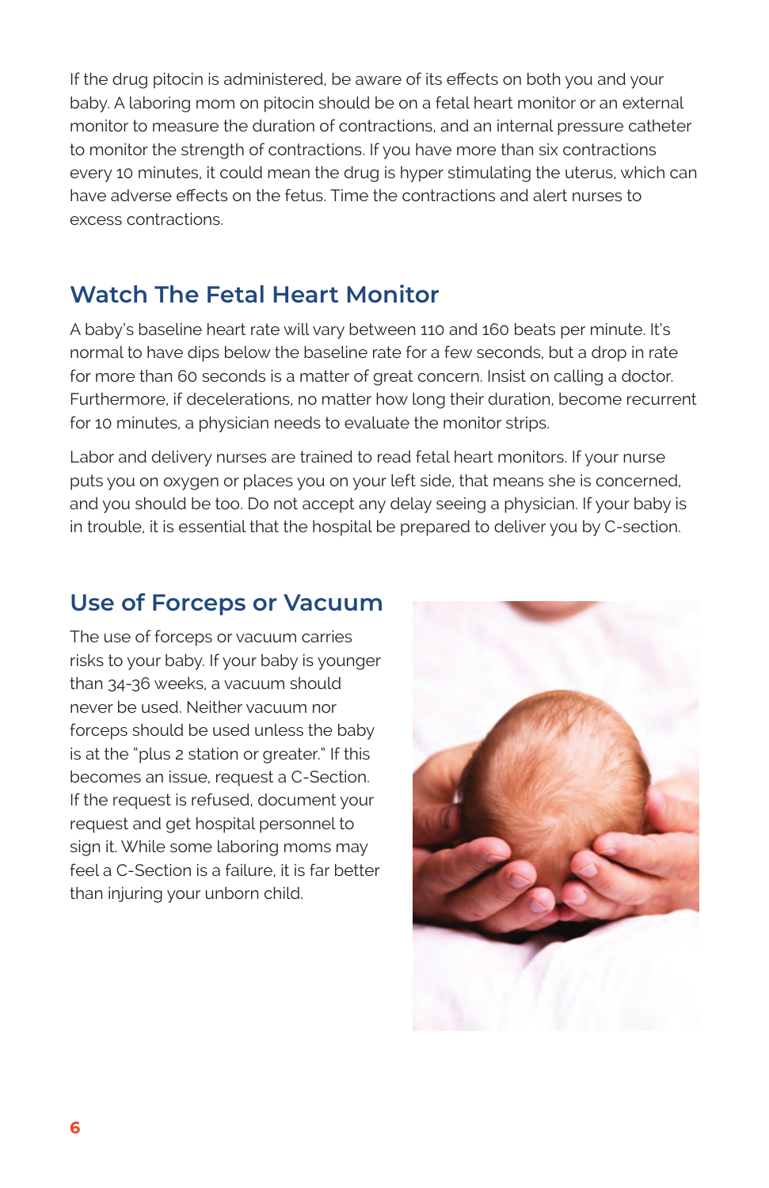If the drug pitocin is administered, be aware of its effects on both you and your baby. A laboring mom on pitocin should be on a fetal heart monitor or an external monitor to measure the duration of contractions, and an internal pressure catheter to monitor the strength of contractions. If you have more than six contractions every 10 minutes, it could mean the drug is hyper stimulating the uterus, which can have adverse effects on the fetus. Time the contractions and alert nurses to excess contractions.

## Watch The Fetal Heart Monitor

A baby's baseline heart rate will vary between 110 and 160 beats per minute. It's normal to have dips below the baseline rate for a few seconds, but a drop in rate for more than 60 seconds is a matter of great concern. Insist on calling a doctor. Furthermore, if decelerations, no matter how long their duration, become recurrent for 10 minutes, a physician needs to evaluate the monitor strips.

Labor and delivery nurses are trained to read fetal heart monitors. If your nurse puts you on oxygen or places you on your left side, that means she is concerned, and you should be too. Do not accept any delay seeing a physician. If your baby is in trouble, it is essential that the hospital be prepared to deliver you by C-section.

## Use of Forceps or Vacuum

The use of forceps or vacuum carries risks to your baby. If your baby is younger than 34-36 weeks, a vacuum should never be used. Neither vacuum nor forceps should be used unless the baby is at the "plus 2 station or greater." If this becomes an issue, request a C-Section. If the request is refused, document your request and get hospital personnel to sign it. While some laboring moms may feel a C-Section is a failure, it is far better than injuring your unborn child.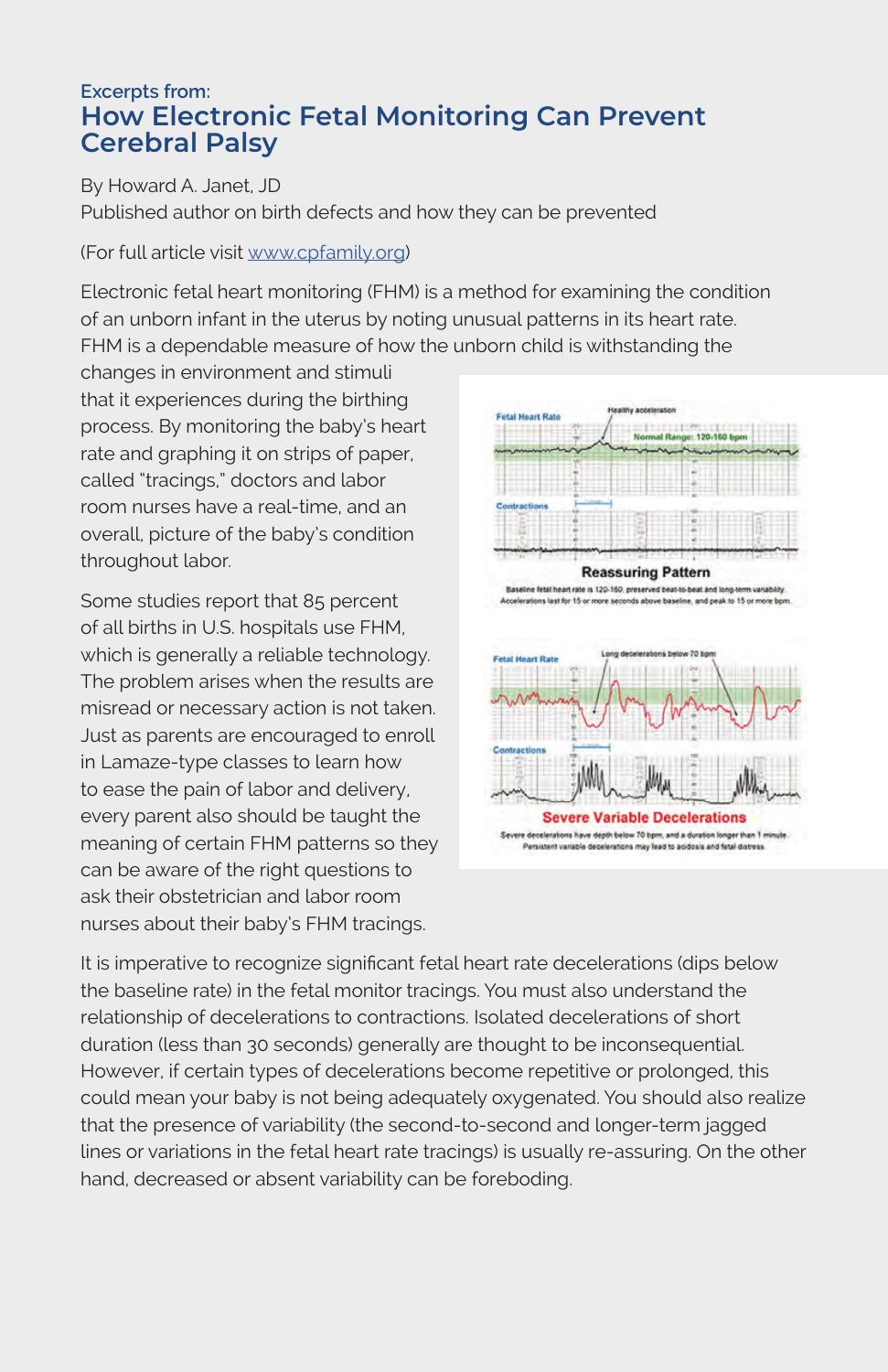Excerpts from:

# How Electronic Fetal Monitoring Can Prevent Cerebral Palsy

By Howard A. Janet, JD
Published author on birth defects and how they can be prevented

(For full article visit [www.cpfamily.org](www.cpfamily.org))

Electronic fetal heart monitoring (FHM) is a method for examining the condition of an unborn infant in the uterus by noting unusual patterns in its heart rate. FHM is a dependable measure of how the unborn child is withstanding the changes in environment and stimuli that it experiences during the birthing process. By monitoring the baby's heart rate and graphing it on strips of paper, called "tracings," doctors and labor room nurses have a real-time, and an overall, picture of the baby's condition throughout labor.

Some studies report that 85 percent of all births in U.S. hospitals use FHM, which is generally a reliable technology. The problem arises when the results are misread or necessary action is not taken. Just as parents are encouraged to enroll in Lamaze-type classes to learn how to ease the pain of labor and delivery, every parent also should be taught the meaning of certain FHM patterns so they can be aware of the right questions to ask their obstetrician and labor room nurses about their baby's FHM tracings.

**Reassuring Pattern**

Baseline fetal heart rate is 120-160, preserved beat-to-beat and long-term variability. Accelerations last for 15 or more seconds above baseline, and peak to 15 or more bpm.

**Severe Variable Decelerations**

Severe decelerations have depth below 70 bpm, and a duration longer than 1 minute. Persistent variable decelerations may lead to acidosis and fetal distress.

It is imperative to recognize significant fetal heart rate decelerations (dips below the baseline rate) in the fetal monitor tracings. You must also understand the relationship of decelerations to contractions. Isolated decelerations of short duration (less than 30 seconds) generally are thought to be inconsequential. However, if certain types of decelerations become repetitive or prolonged, this could mean your baby is not being adequately oxygenated. You should also realize that the presence of variability (the second-to-second and longer-term jagged lines or variations in the fetal heart rate tracings) is usually re-assuring. On the other hand, decreased or absent variability can be foreboding.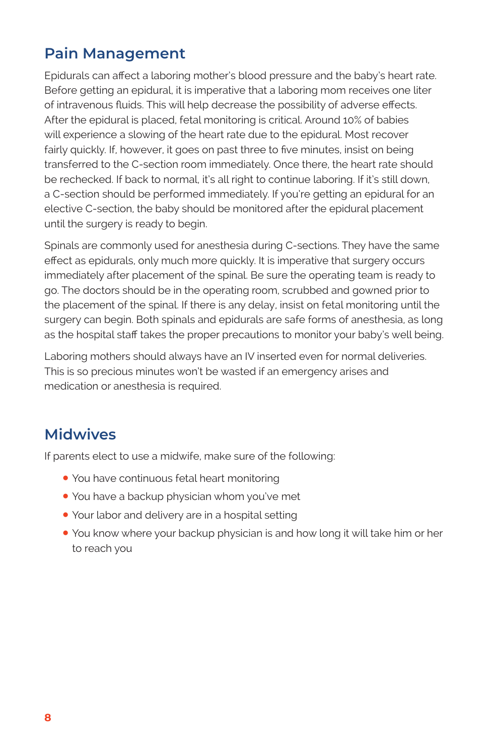## Pain Management

Epidurals can affect a laboring mother's blood pressure and the baby's heart rate. Before getting an epidural, it is imperative that a laboring mom receives one liter of intravenous fluids. This will help decrease the possibility of adverse effects. After the epidural is placed, fetal monitoring is critical. Around 10% of babies will experience a slowing of the heart rate due to the epidural. Most recover fairly quickly. If, however, it goes on past three to five minutes, insist on being transferred to the C-section room immediately. Once there, the heart rate should be rechecked. If back to normal, it's all right to continue laboring. If it's still down, a C-section should be performed immediately. If you're getting an epidural for an elective C-section, the baby should be monitored after the epidural placement until the surgery is ready to begin.

Spinals are commonly used for anesthesia during C-sections. They have the same effect as epidurals, only much more quickly. It is imperative that surgery occurs immediately after placement of the spinal. Be sure the operating team is ready to go. The doctors should be in the operating room, scrubbed and gowned prior to the placement of the spinal. If there is any delay, insist on fetal monitoring until the surgery can begin. Both spinals and epidurals are safe forms of anesthesia, as long as the hospital staff takes the proper precautions to monitor your baby's well being.

Laboring mothers should always have an IV inserted even for normal deliveries. This is so precious minutes won't be wasted if an emergency arises and medication or anesthesia is required.

## Midwives

If parents elect to use a midwife, make sure of the following:

- You have continuous fetal heart monitoring
- You have a backup physician whom you've met
- Your labor and delivery are in a hospital setting
- You know where your backup physician is and how long it will take him or her to reach you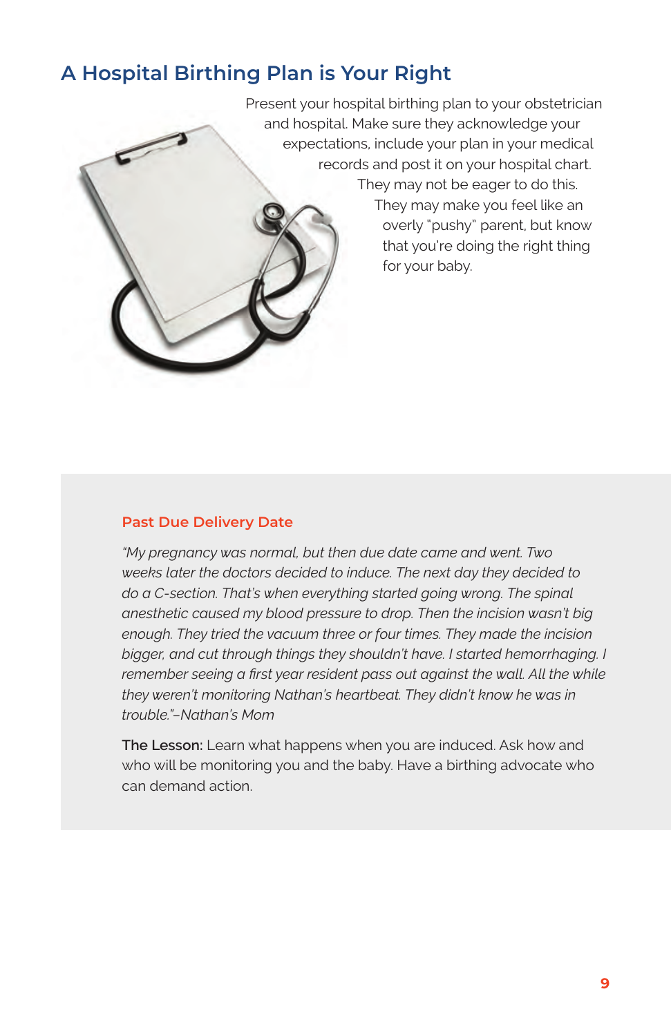## A Hospital Birthing Plan is Your Right

Present your hospital birthing plan to your obstetrician and hospital. Make sure they acknowledge your expectations, include your plan in your medical records and post it on your hospital chart. They may not be eager to do this. They may make you feel like an overly "pushy" parent, but know that you're doing the right thing for your baby.

### Past Due Delivery Date

*"My pregnancy was normal, but then due date came and went. Two weeks later the doctors decided to induce. The next day they decided to do a C-section. That's when everything started going wrong. The spinal anesthetic caused my blood pressure to drop. Then the incision wasn't big enough. They tried the vacuum three or four times. They made the incision bigger, and cut through things they shouldn't have. I started hemorrhaging. I remember seeing a first year resident pass out against the wall. All the while they weren't monitoring Nathan's heartbeat. They didn't know he was in trouble."–Nathan's Mom*

**The Lesson:** Learn what happens when you are induced. Ask how and who will be monitoring you and the baby. Have a birthing advocate who can demand action.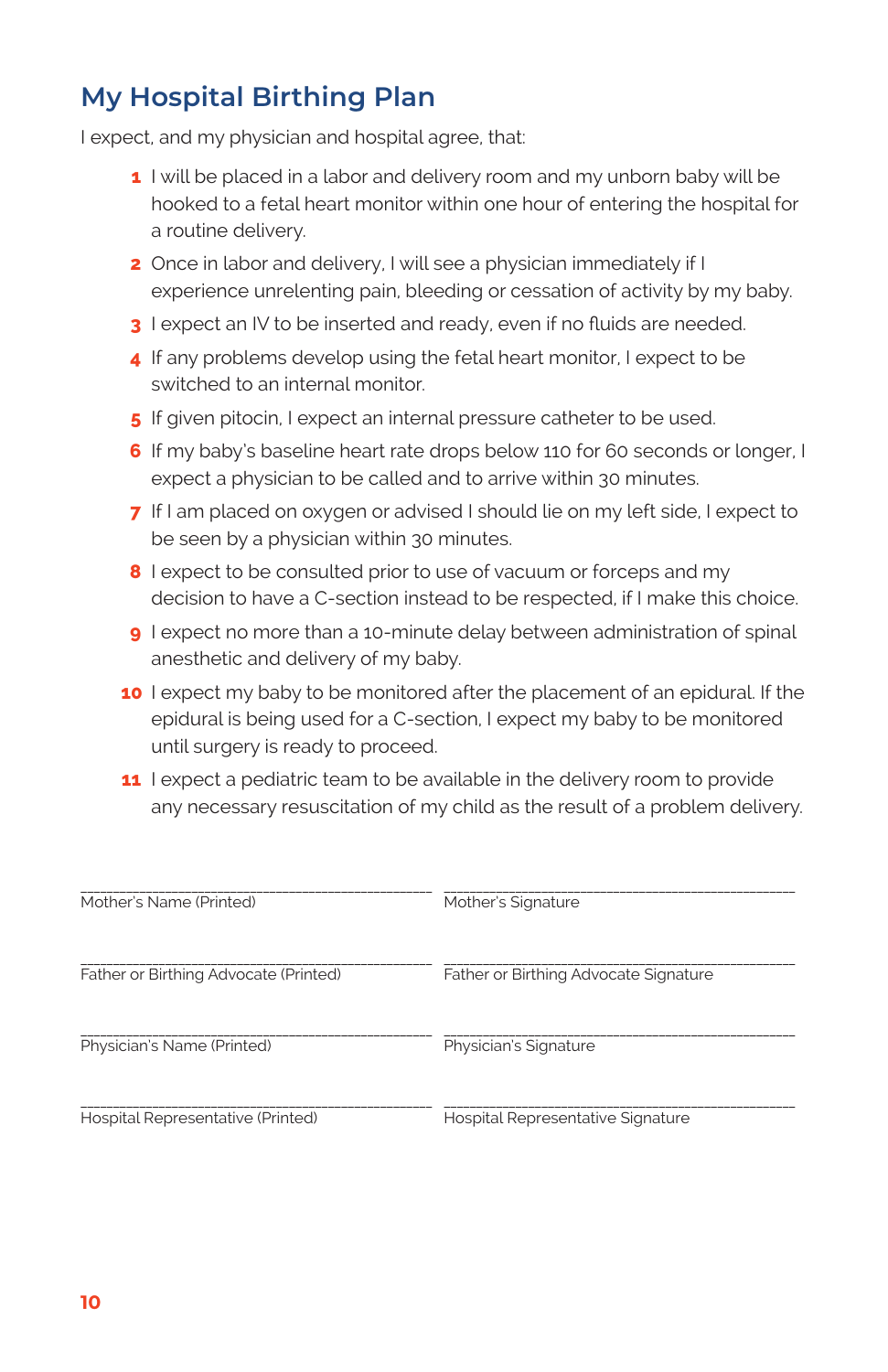# My Hospital Birthing Plan

I expect, and my physician and hospital agree, that:

1. I will be placed in a labor and delivery room and my unborn baby will be hooked to a fetal heart monitor within one hour of entering the hospital for a routine delivery.
2. Once in labor and delivery, I will see a physician immediately if I experience unrelenting pain, bleeding or cessation of activity by my baby.
3. I expect an IV to be inserted and ready, even if no fluids are needed.
4. If any problems develop using the fetal heart monitor, I expect to be switched to an internal monitor.
5. If given pitocin, I expect an internal pressure catheter to be used.
6. If my baby's baseline heart rate drops below 110 for 60 seconds or longer, I expect a physician to be called and to arrive within 30 minutes.
7. If I am placed on oxygen or advised I should lie on my left side, I expect to be seen by a physician within 30 minutes.
8. I expect to be consulted prior to use of vacuum or forceps and my decision to have a C-section instead to be respected, if I make this choice.
9. I expect no more than a 10-minute delay between administration of spinal anesthetic and delivery of my baby.
10. I expect my baby to be monitored after the placement of an epidural. If the epidural is being used for a C-section, I expect my baby to be monitored until surgery is ready to proceed.
11. I expect a pediatric team to be available in the delivery room to provide any necessary resuscitation of my child as the result of a problem delivery.

| | |
|---|---|
| ______________________________ | ______________________________ |
| Mother's Name (Printed) | Mother's Signature |
| ______________________________ | ______________________________ |
| Father or Birthing Advocate (Printed) | Father or Birthing Advocate Signature |
| ______________________________ | ______________________________ |
| Physician's Name (Printed) | Physician's Signature |
| ______________________________ | ______________________________ |
| Hospital Representative (Printed) | Hospital Representative Signature |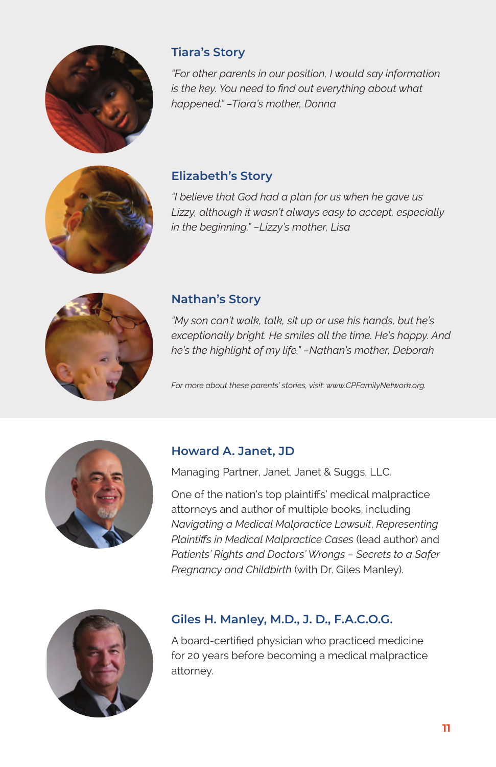## Tiara's Story

*"For other parents in our position, I would say information is the key. You need to find out everything about what happened." –Tiara's mother, Donna*

## Elizabeth's Story

*"I believe that God had a plan for us when he gave us Lizzy, although it wasn't always easy to accept, especially in the beginning." –Lizzy's mother, Lisa*

## Nathan's Story

*"My son can't walk, talk, sit up or use his hands, but he's exceptionally bright. He smiles all the time. He's happy. And he's the highlight of my life." –Nathan's mother, Deborah*

*For more about these parents' stories, visit: www.CPFamilyNetwork.org.*

## Howard A. Janet, JD

Managing Partner, Janet, Janet & Suggs, LLC.

One of the nation's top plaintiffs' medical malpractice attorneys and author of multiple books, including *Navigating a Medical Malpractice Lawsuit*, *Representing Plaintiffs in Medical Malpractice Cases* (lead author) and *Patients' Rights and Doctors' Wrongs – Secrets to a Safer Pregnancy and Childbirth* (with Dr. Giles Manley).

## Giles H. Manley, M.D., J. D., F.A.C.O.G.

A board-certified physician who practiced medicine for 20 years before becoming a medical malpractice attorney.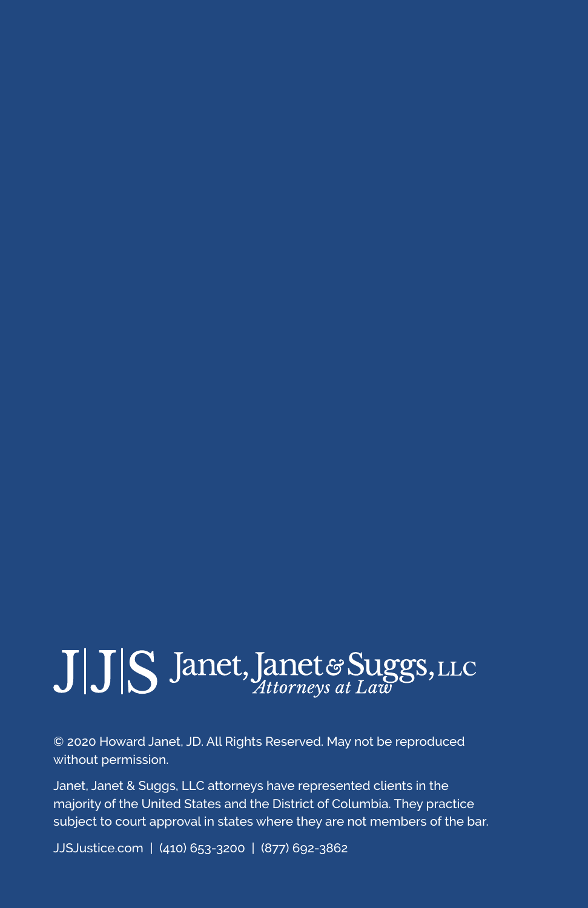J|J|S Janet, Janet & Suggs, LLC
*Attorneys at Law*

© 2020 Howard Janet, JD. All Rights Reserved. May not be reproduced without permission.

Janet, Janet & Suggs, LLC attorneys have represented clients in the majority of the United States and the District of Columbia. They practice subject to court approval in states where they are not members of the bar.

JJSJustice.com | (410) 653-3200 | (877) 692-3862